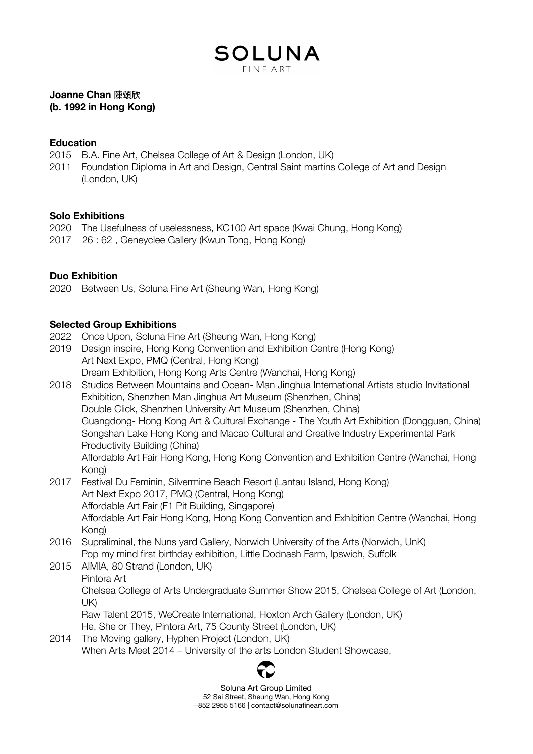# SOLUNA
FINE ART

**Joanne Chan 陳頌欣**
**(b. 1992 in Hong Kong)**

**Education**

2015 B.A. Fine Art, Chelsea College of Art & Design (London, UK)
2011 Foundation Diploma in Art and Design, Central Saint martins College of Art and Design (London, UK)

**Solo Exhibitions**

2020 The Usefulness of uselessness, KC100 Art space (Kwai Chung, Hong Kong)
2017 26 : 62 , Geneyclee Gallery (Kwun Tong, Hong Kong)

**Duo Exhibition**

2020 Between Us, Soluna Fine Art (Sheung Wan, Hong Kong)

**Selected Group Exhibitions**

2022 Once Upon, Soluna Fine Art (Sheung Wan, Hong Kong)

2019 Design inspire, Hong Kong Convention and Exhibition Centre (Hong Kong)
Art Next Expo, PMQ (Central, Hong Kong)
Dream Exhibition, Hong Kong Arts Centre (Wanchai, Hong Kong)

2018 Studios Between Mountains and Ocean- Man Jinghua International Artists studio Invitational Exhibition, Shenzhen Man Jinghua Art Museum (Shenzhen, China)
Double Click, Shenzhen University Art Museum (Shenzhen, China)
Guangdong- Hong Kong Art & Cultural Exchange - The Youth Art Exhibition (Dongguan, China)
Songshan Lake Hong Kong and Macao Cultural and Creative Industry Experimental Park Productivity Building (China)
Affordable Art Fair Hong Kong, Hong Kong Convention and Exhibition Centre (Wanchai, Hong Kong)

2017 Festival Du Feminin, Silvermine Beach Resort (Lantau Island, Hong Kong)
Art Next Expo 2017, PMQ (Central, Hong Kong)
Affordable Art Fair (F1 Pit Building, Singapore)
Affordable Art Fair Hong Kong, Hong Kong Convention and Exhibition Centre (Wanchai, Hong Kong)

2016 Supraliminal, the Nuns yard Gallery, Norwich University of the Arts (Norwich, UnK)
Pop my mind first birthday exhibition, Little Dodnash Farm, Ipswich, Suffolk

2015 AIMIA, 80 Strand (London, UK)
Pintora Art
Chelsea College of Arts Undergraduate Summer Show 2015, Chelsea College of Art (London, UK)
Raw Talent 2015, WeCreate International, Hoxton Arch Gallery (London, UK)
He, She or They, Pintora Art, 75 County Street (London, UK)

2014 The Moving gallery, Hyphen Project (London, UK)
When Arts Meet 2014 – University of the arts London Student Showcase,

Soluna Art Group Limited
52 Sai Street, Sheung Wan, Hong Kong
+852 2955 5166 | contact@solunafineart.com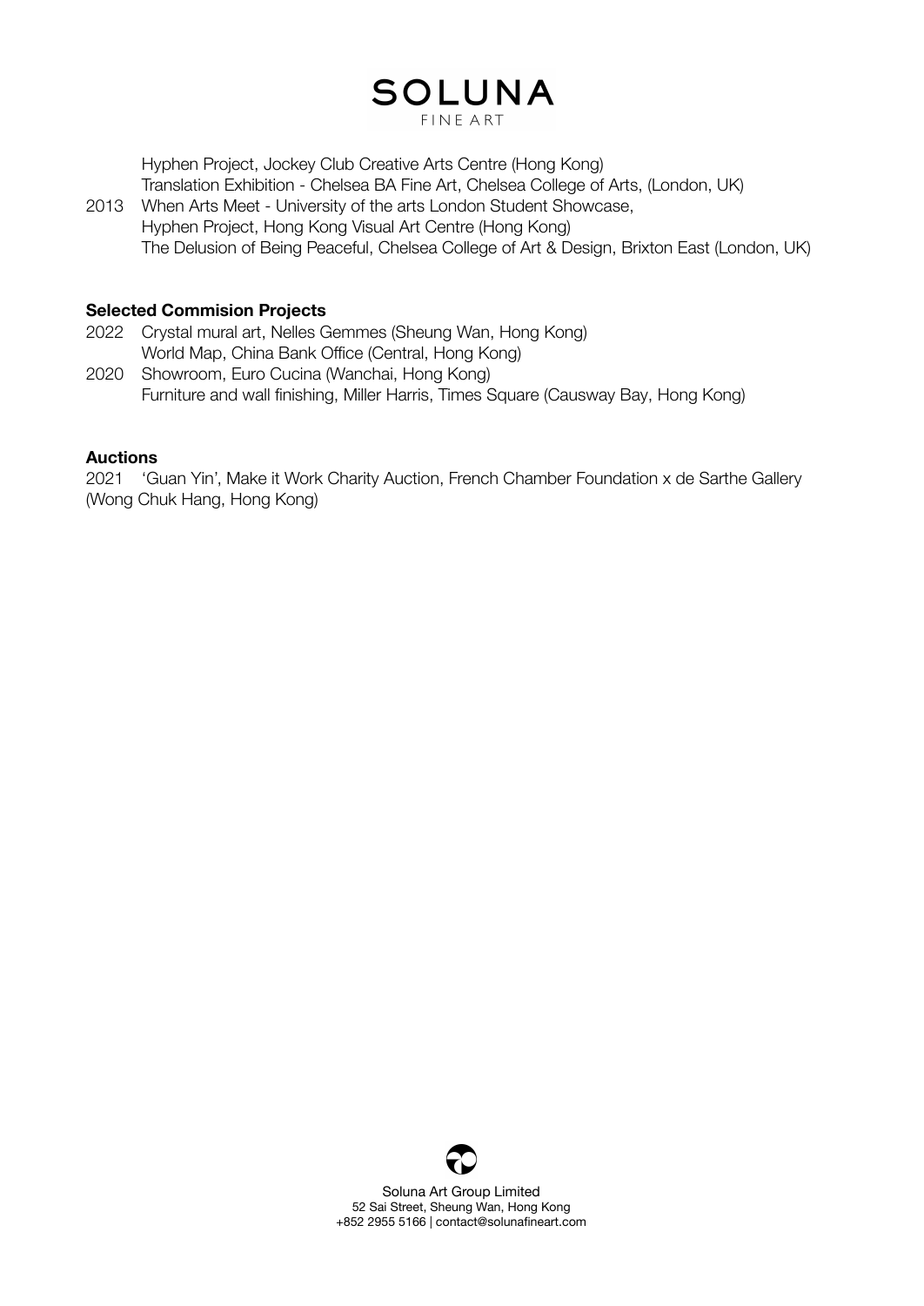Hyphen Project, Jockey Club Creative Arts Centre (Hong Kong)
Translation Exhibition - Chelsea BA Fine Art, Chelsea College of Arts, (London, UK)

2013 When Arts Meet - University of the arts London Student Showcase,
Hyphen Project, Hong Kong Visual Art Centre (Hong Kong)
The Delusion of Being Peaceful, Chelsea College of Art & Design, Brixton East (London, UK)

**Selected Commision Projects**

2022 Crystal mural art, Nelles Gemmes (Sheung Wan, Hong Kong)
World Map, China Bank Office (Central, Hong Kong)

2020 Showroom, Euro Cucina (Wanchai, Hong Kong)
Furniture and wall finishing, Miller Harris, Times Square (Causway Bay, Hong Kong)

**Auctions**

2021 'Guan Yin', Make it Work Charity Auction, French Chamber Foundation x de Sarthe Gallery (Wong Chuk Hang, Hong Kong)